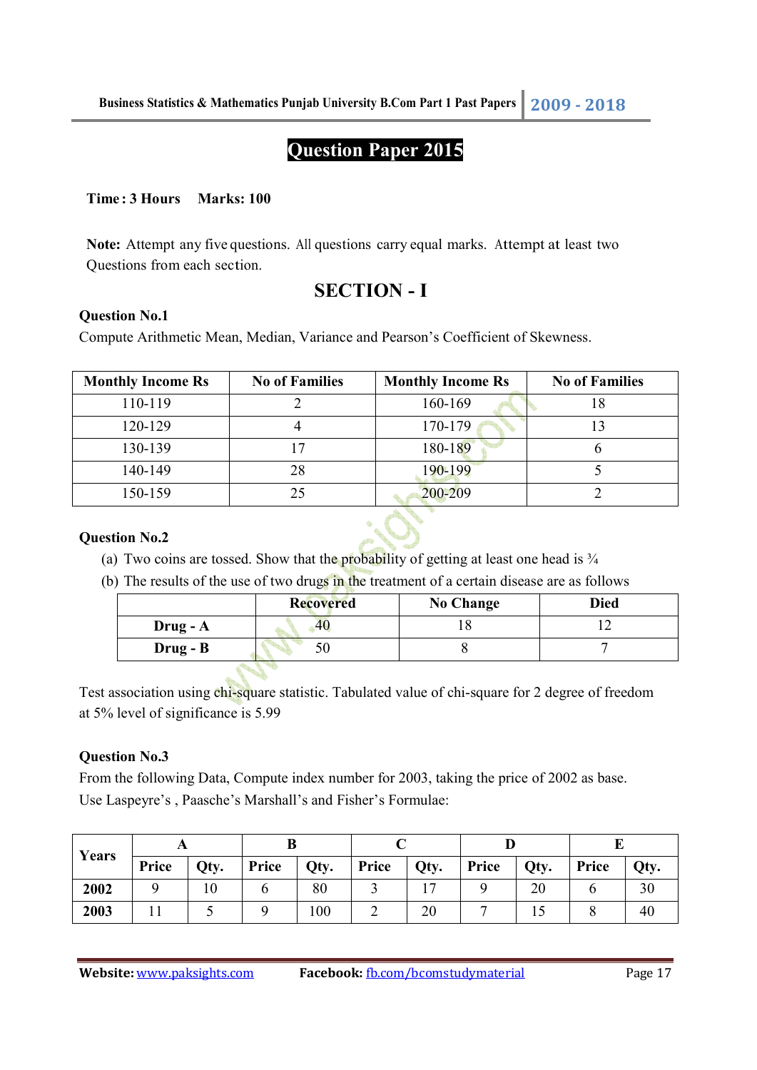# Question Paper 2015

**Time : 3 Hours    Marks: 100**

**Note:** Attempt any five questions. All questions carry equal marks. Attempt at least two Questions from each section.

## SECTION - I

### Question No.1

Compute Arithmetic Mean, Median, Variance and Pearson's Coefficient of Skewness.

| Monthly Income Rs | No of Families | Monthly Income Rs | No of Families |
|---|---|---|---|
| 110-119 | 2 | 160-169 | 18 |
| 120-129 | 4 | 170-179 | 13 |
| 130-139 | 17 | 180-189 | 6 |
| 140-149 | 28 | 190-199 | 5 |
| 150-159 | 25 | 200-209 | 2 |

### Question No.2

(a) Two coins are tossed. Show that the probability of getting at least one head is ¾

(b) The results of the use of two drugs in the treatment of a certain disease are as follows

| | Recovered | No Change | Died |
|---|---|---|---|
| **Drug - A** | 40 | 18 | 12 |
| **Drug - B** | 50 | 8 | 7 |

Test association using chi-square statistic. Tabulated value of chi-square for 2 degree of freedom at 5% level of significance is 5.99

### Question No.3

From the following Data, Compute index number for 2003, taking the price of 2002 as base. Use Laspeyre's , Paasche's Marshall's and Fisher's Formulae:

| Years | A | | B | | C | | D | | E | |
|---|---|---|---|---|---|---|---|---|---|---|
| | Price | Qty. | Price | Qty. | Price | Qty. | Price | Qty. | Price | Qty. |
| **2002** | 9 | 10 | 6 | 80 | 3 | 17 | 9 | 20 | 6 | 30 |
| **2003** | 11 | 5 | 9 | 100 | 2 | 20 | 7 | 15 | 8 | 40 |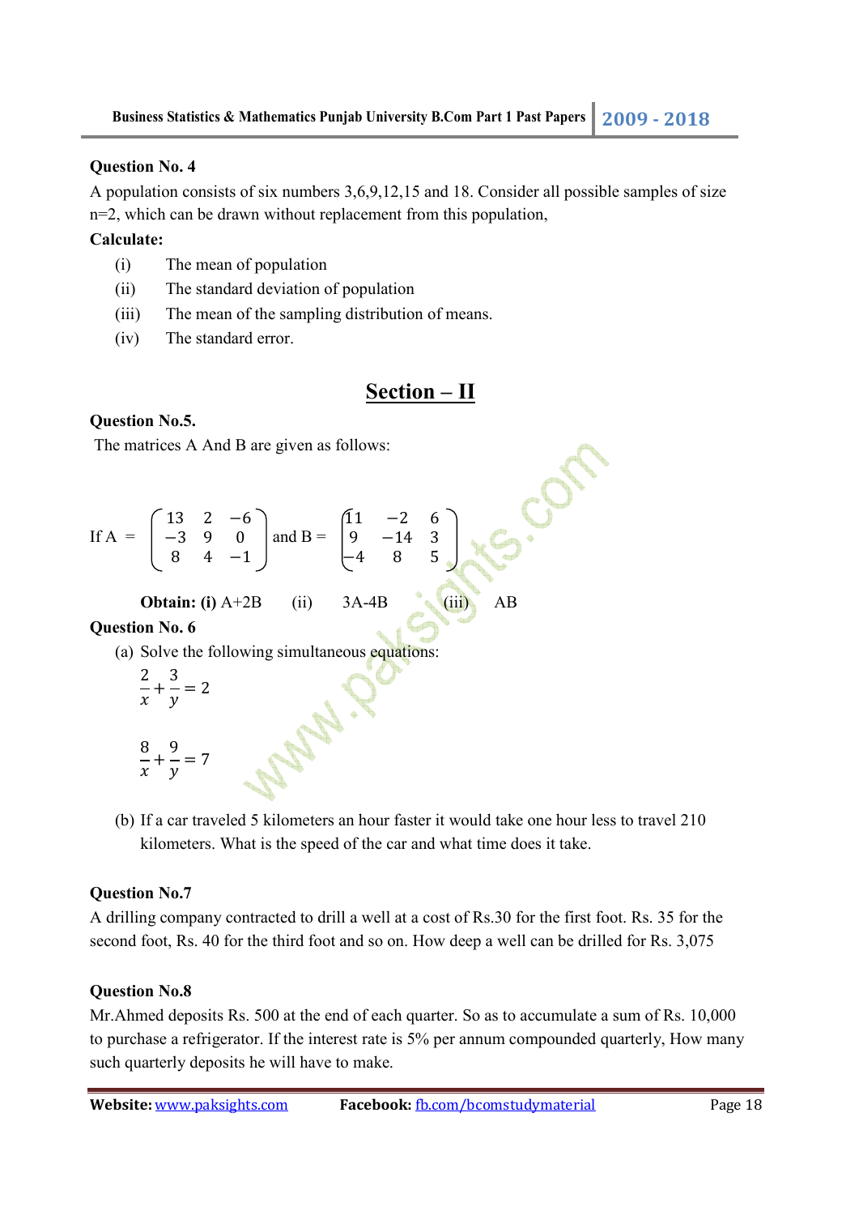**Question No. 4**

A population consists of six numbers 3,6,9,12,15 and 18. Consider all possible samples of size n=2, which can be drawn without replacement from this population,

**Calculate:**

(i) The mean of population

(ii) The standard deviation of population

(iii) The mean of the sampling distribution of means.

(iv) The standard error.

## Section – II

**Question No.5.**

The matrices A And B are given as follows:

$$\text{If } A = \begin{pmatrix} 13 & 2 & -6 \\ -3 & 9 & 0 \\ 8 & 4 & -1 \end{pmatrix} \text{ and } B = \begin{pmatrix} 11 & -2 & 6 \\ 9 & -14 & 3 \\ -4 & 8 & 5 \end{pmatrix}$$

**Obtain: (i)** A+2B (ii) 3A-4B (iii) AB

**Question No. 6**

(a) Solve the following simultaneous equations:

$$\frac{2}{x} + \frac{3}{y} = 2$$

$$\frac{8}{x} + \frac{9}{y} = 7$$

(b) If a car traveled 5 kilometers an hour faster it would take one hour less to travel 210 kilometers. What is the speed of the car and what time does it take.

**Question No.7**

A drilling company contracted to drill a well at a cost of Rs.30 for the first foot. Rs. 35 for the second foot, Rs. 40 for the third foot and so on. How deep a well can be drilled for Rs. 3,075

**Question No.8**

Mr.Ahmed deposits Rs. 500 at the end of each quarter. So as to accumulate a sum of Rs. 10,000 to purchase a refrigerator. If the interest rate is 5% per annum compounded quarterly, How many such quarterly deposits he will have to make.